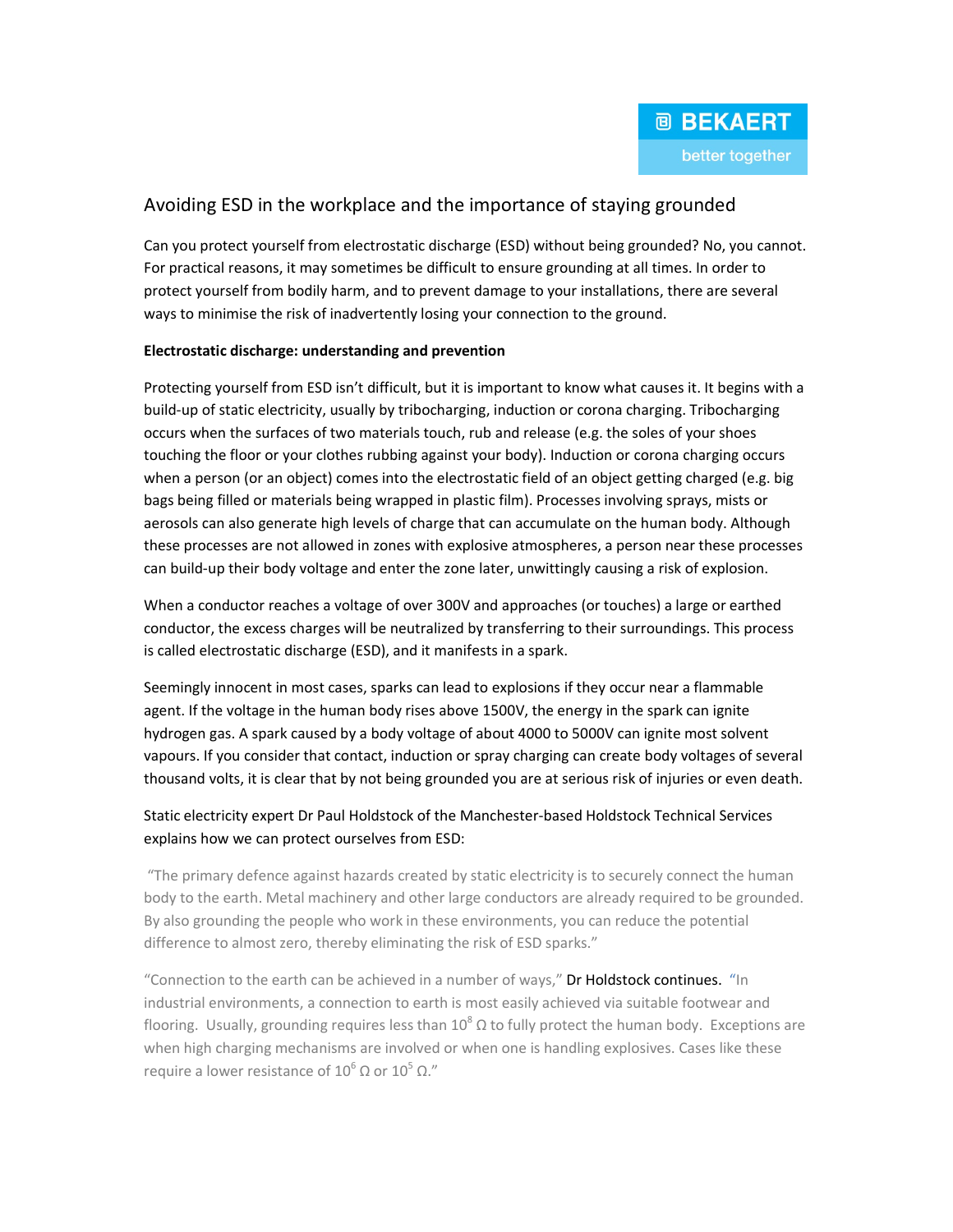# Avoiding ESD in the workplace and the importance of staying grounded

Can you protect yourself from electrostatic discharge (ESD) without being grounded? No, you cannot. For practical reasons, it may sometimes be difficult to ensure grounding at all times. In order to protect yourself from bodily harm, and to prevent damage to your installations, there are several ways to minimise the risk of inadvertently losing your connection to the ground.

**Electrostatic discharge: understanding and prevention**

Protecting yourself from ESD isn't difficult, but it is important to know what causes it. It begins with a build-up of static electricity, usually by tribocharging, induction or corona charging. Tribocharging occurs when the surfaces of two materials touch, rub and release (e.g. the soles of your shoes touching the floor or your clothes rubbing against your body). Induction or corona charging occurs when a person (or an object) comes into the electrostatic field of an object getting charged (e.g. big bags being filled or materials being wrapped in plastic film). Processes involving sprays, mists or aerosols can also generate high levels of charge that can accumulate on the human body. Although these processes are not allowed in zones with explosive atmospheres, a person near these processes can build-up their body voltage and enter the zone later, unwittingly causing a risk of explosion.

When a conductor reaches a voltage of over 300V and approaches (or touches) a large or earthed conductor, the excess charges will be neutralized by transferring to their surroundings. This process is called electrostatic discharge (ESD), and it manifests in a spark.

Seemingly innocent in most cases, sparks can lead to explosions if they occur near a flammable agent. If the voltage in the human body rises above 1500V, the energy in the spark can ignite hydrogen gas. A spark caused by a body voltage of about 4000 to 5000V can ignite most solvent vapours. If you consider that contact, induction or spray charging can create body voltages of several thousand volts, it is clear that by not being grounded you are at serious risk of injuries or even death.

Static electricity expert Dr Paul Holdstock of the Manchester-based Holdstock Technical Services explains how we can protect ourselves from ESD:

"The primary defence against hazards created by static electricity is to securely connect the human body to the earth. Metal machinery and other large conductors are already required to be grounded. By also grounding the people who work in these environments, you can reduce the potential difference to almost zero, thereby eliminating the risk of ESD sparks."

"Connection to the earth can be achieved in a number of ways," Dr Holdstock continues. "In industrial environments, a connection to earth is most easily achieved via suitable footwear and flooring. Usually, grounding requires less than $10^8$ Ω to fully protect the human body. Exceptions are when high charging mechanisms are involved or when one is handling explosives. Cases like these require a lower resistance of $10^6$ Ω or $10^5$ Ω."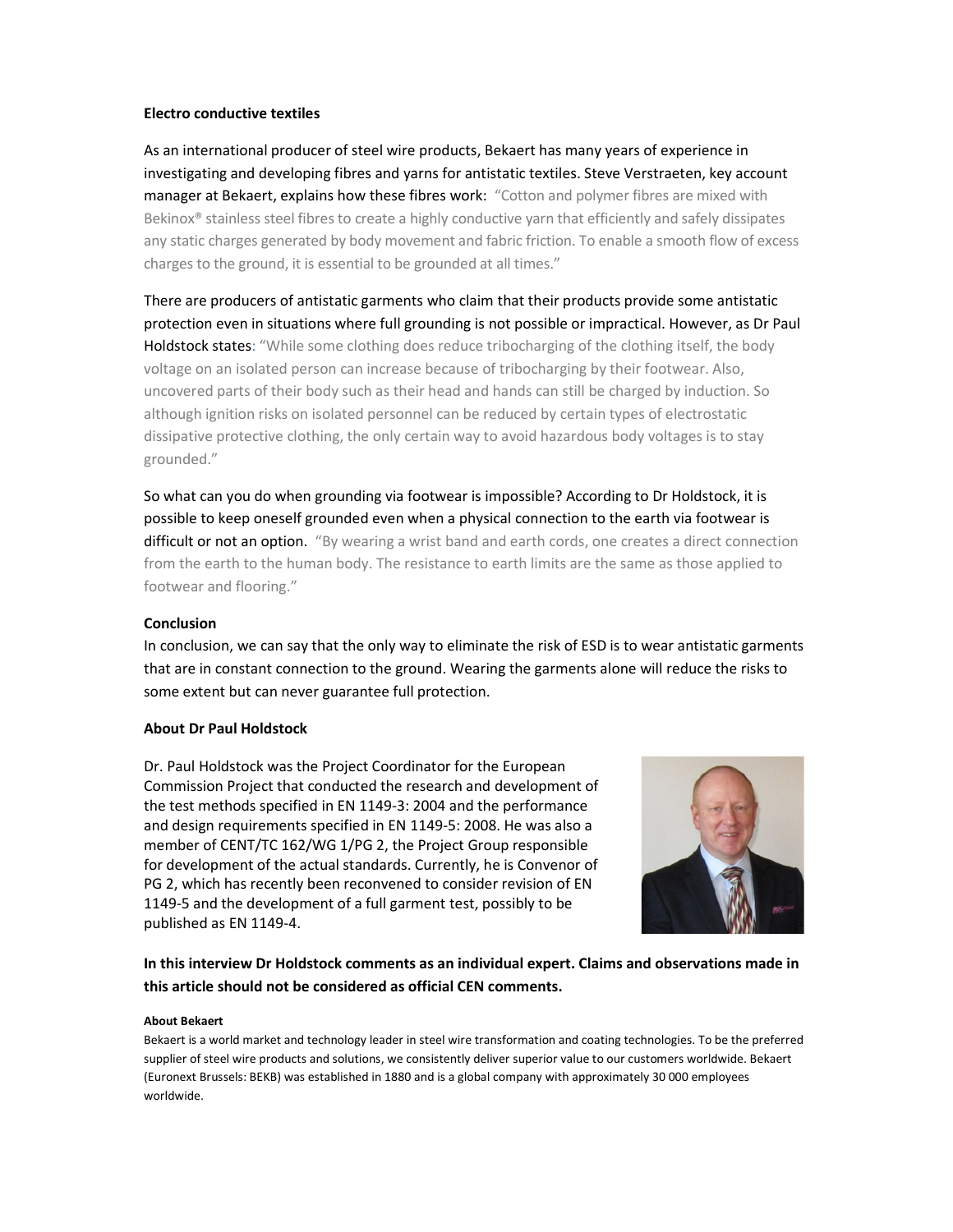**Electro conductive textiles**

As an international producer of steel wire products, Bekaert has many years of experience in investigating and developing fibres and yarns for antistatic textiles. Steve Verstraeten, key account manager at Bekaert, explains how these fibres work: "Cotton and polymer fibres are mixed with Bekinox® stainless steel fibres to create a highly conductive yarn that efficiently and safely dissipates any static charges generated by body movement and fabric friction. To enable a smooth flow of excess charges to the ground, it is essential to be grounded at all times."

There are producers of antistatic garments who claim that their products provide some antistatic protection even in situations where full grounding is not possible or impractical. However, as Dr Paul Holdstock states: "While some clothing does reduce tribocharging of the clothing itself, the body voltage on an isolated person can increase because of tribocharging by their footwear. Also, uncovered parts of their body such as their head and hands can still be charged by induction. So although ignition risks on isolated personnel can be reduced by certain types of electrostatic dissipative protective clothing, the only certain way to avoid hazardous body voltages is to stay grounded."

So what can you do when grounding via footwear is impossible? According to Dr Holdstock, it is possible to keep oneself grounded even when a physical connection to the earth via footwear is difficult or not an option. "By wearing a wrist band and earth cords, one creates a direct connection from the earth to the human body. The resistance to earth limits are the same as those applied to footwear and flooring."

**Conclusion**

In conclusion, we can say that the only way to eliminate the risk of ESD is to wear antistatic garments that are in constant connection to the ground. Wearing the garments alone will reduce the risks to some extent but can never guarantee full protection.

**About Dr Paul Holdstock**

Dr. Paul Holdstock was the Project Coordinator for the European Commission Project that conducted the research and development of the test methods specified in EN 1149-3: 2004 and the performance and design requirements specified in EN 1149-5: 2008. He was also a member of CENT/TC 162/WG 1/PG 2, the Project Group responsible for development of the actual standards. Currently, he is Convenor of PG 2, which has recently been reconvened to consider revision of EN 1149-5 and the development of a full garment test, possibly to be published as EN 1149-4.

**In this interview Dr Holdstock comments as an individual expert. Claims and observations made in this article should not be considered as official CEN comments.**

**About Bekaert**

Bekaert is a world market and technology leader in steel wire transformation and coating technologies. To be the preferred supplier of steel wire products and solutions, we consistently deliver superior value to our customers worldwide. Bekaert (Euronext Brussels: BEKB) was established in 1880 and is a global company with approximately 30 000 employees worldwide.